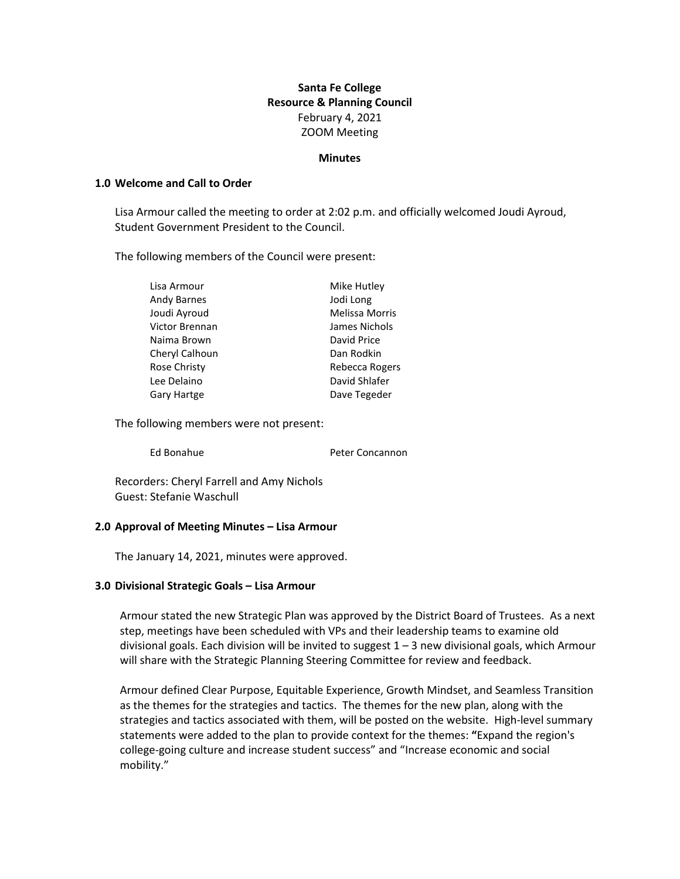**Santa Fe College**
**Resource & Planning Council**
February 4, 2021
ZOOM Meeting

**Minutes**

## 1.0 Welcome and Call to Order

Lisa Armour called the meeting to order at 2:02 p.m. and officially welcomed Joudi Ayroud, Student Government President to the Council.

The following members of the Council were present:

| | |
|---|---|
| Lisa Armour | Mike Hutley |
| Andy Barnes | Jodi Long |
| Joudi Ayroud | Melissa Morris |
| Victor Brennan | James Nichols |
| Naima Brown | David Price |
| Cheryl Calhoun | Dan Rodkin |
| Rose Christy | Rebecca Rogers |
| Lee Delaino | David Shlafer |
| Gary Hartge | Dave Tegeder |

The following members were not present:

| | |
|---|---|
| Ed Bonahue | Peter Concannon |

Recorders: Cheryl Farrell and Amy Nichols
Guest: Stefanie Waschull

## 2.0 Approval of Meeting Minutes – Lisa Armour

The January 14, 2021, minutes were approved.

## 3.0 Divisional Strategic Goals – Lisa Armour

Armour stated the new Strategic Plan was approved by the District Board of Trustees. As a next step, meetings have been scheduled with VPs and their leadership teams to examine old divisional goals. Each division will be invited to suggest 1 – 3 new divisional goals, which Armour will share with the Strategic Planning Steering Committee for review and feedback.

Armour defined Clear Purpose, Equitable Experience, Growth Mindset, and Seamless Transition as the themes for the strategies and tactics. The themes for the new plan, along with the strategies and tactics associated with them, will be posted on the website. High-level summary statements were added to the plan to provide context for the themes: "Expand the region's college-going culture and increase student success" and "Increase economic and social mobility."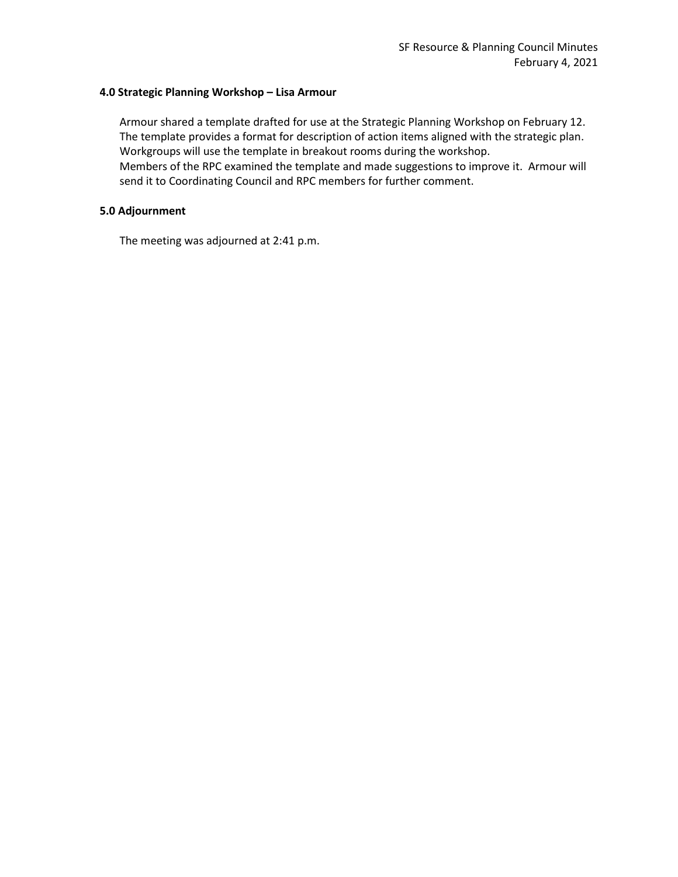**4.0 Strategic Planning Workshop – Lisa Armour**

Armour shared a template drafted for use at the Strategic Planning Workshop on February 12. The template provides a format for description of action items aligned with the strategic plan. Workgroups will use the template in breakout rooms during the workshop.
Members of the RPC examined the template and made suggestions to improve it. Armour will send it to Coordinating Council and RPC members for further comment.

**5.0 Adjournment**

The meeting was adjourned at 2:41 p.m.